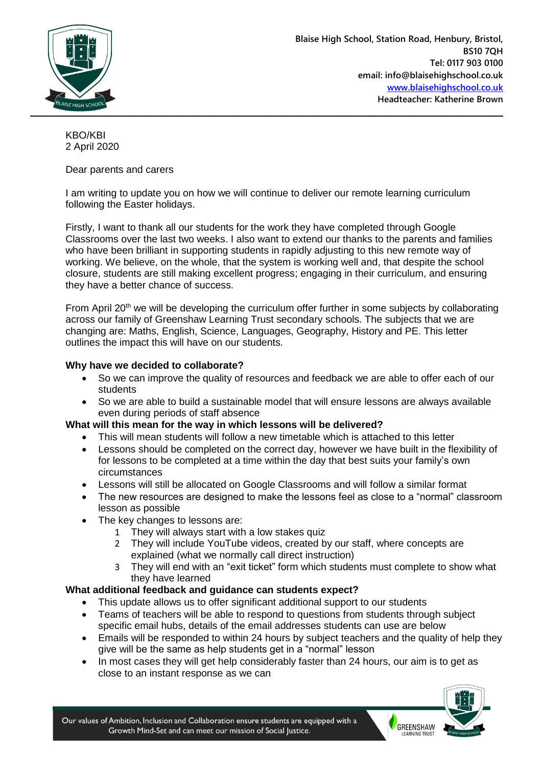Blaise High School, Station Road, Henbury, Bristol, BS10 7QH
Tel: 0117 903 0100
email: info@blaisehighschool.co.uk
www.blaisehighschool.co.uk
Headteacher: Katherine Brown

KBO/KBI
2 April 2020

Dear parents and carers

I am writing to update you on how we will continue to deliver our remote learning curriculum following the Easter holidays.

Firstly, I want to thank all our students for the work they have completed through Google Classrooms over the last two weeks. I also want to extend our thanks to the parents and families who have been brilliant in supporting students in rapidly adjusting to this new remote way of working. We believe, on the whole, that the system is working well and, that despite the school closure, students are still making excellent progress; engaging in their curriculum, and ensuring they have a better chance of success.

From April 20th we will be developing the curriculum offer further in some subjects by collaborating across our family of Greenshaw Learning Trust secondary schools. The subjects that we are changing are: Maths, English, Science, Languages, Geography, History and PE. This letter outlines the impact this will have on our students.

**Why have we decided to collaborate?**

- So we can improve the quality of resources and feedback we are able to offer each of our students
- So we are able to build a sustainable model that will ensure lessons are always available even during periods of staff absence

**What will this mean for the way in which lessons will be delivered?**

- This will mean students will follow a new timetable which is attached to this letter
- Lessons should be completed on the correct day, however we have built in the flexibility of for lessons to be completed at a time within the day that best suits your family's own circumstances
- Lessons will still be allocated on Google Classrooms and will follow a similar format
- The new resources are designed to make the lessons feel as close to a "normal" classroom lesson as possible
- The key changes to lessons are:
  1. They will always start with a low stakes quiz
  2. They will include YouTube videos, created by our staff, where concepts are explained (what we normally call direct instruction)
  3. They will end with an "exit ticket" form which students must complete to show what they have learned

**What additional feedback and guidance can students expect?**

- This update allows us to offer significant additional support to our students
- Teams of teachers will be able to respond to questions from students through subject specific email hubs, details of the email addresses students can use are below
- Emails will be responded to within 24 hours by subject teachers and the quality of help they give will be the same as help students get in a "normal" lesson
- In most cases they will get help considerably faster than 24 hours, our aim is to get as close to an instant response as we can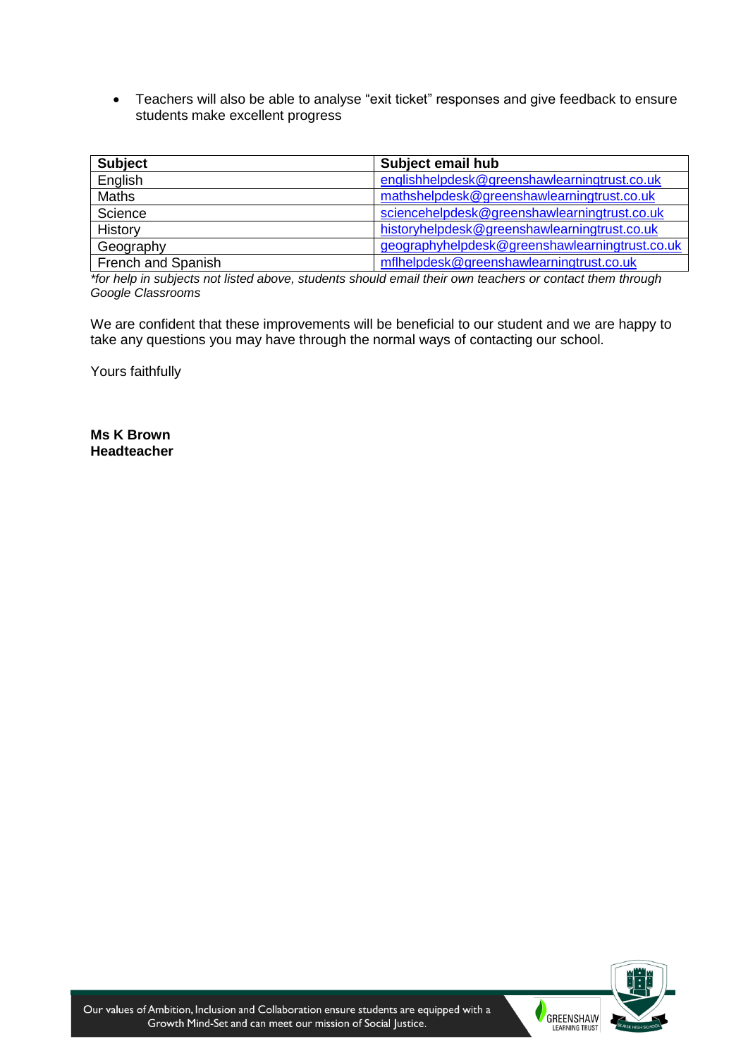- Teachers will also be able to analyse "exit ticket" responses and give feedback to ensure students make excellent progress

| Subject | Subject email hub |
|---|---|
| English | englishhelpdesk@greenshawlearningtrust.co.uk |
| Maths | mathshelpdesk@greenshawlearningtrust.co.uk |
| Science | sciencehelpdesk@greenshawlearningtrust.co.uk |
| History | historyhelpdesk@greenshawlearningtrust.co.uk |
| Geography | geographyhelpdesk@greenshawlearningtrust.co.uk |
| French and Spanish | mflhelpdesk@greenshawlearningtrust.co.uk |

*\*for help in subjects not listed above, students should email their own teachers or contact them through Google Classrooms*

We are confident that these improvements will be beneficial to our student and we are happy to take any questions you may have through the normal ways of contacting our school.

Yours faithfully

**Ms K Brown**
**Headteacher**